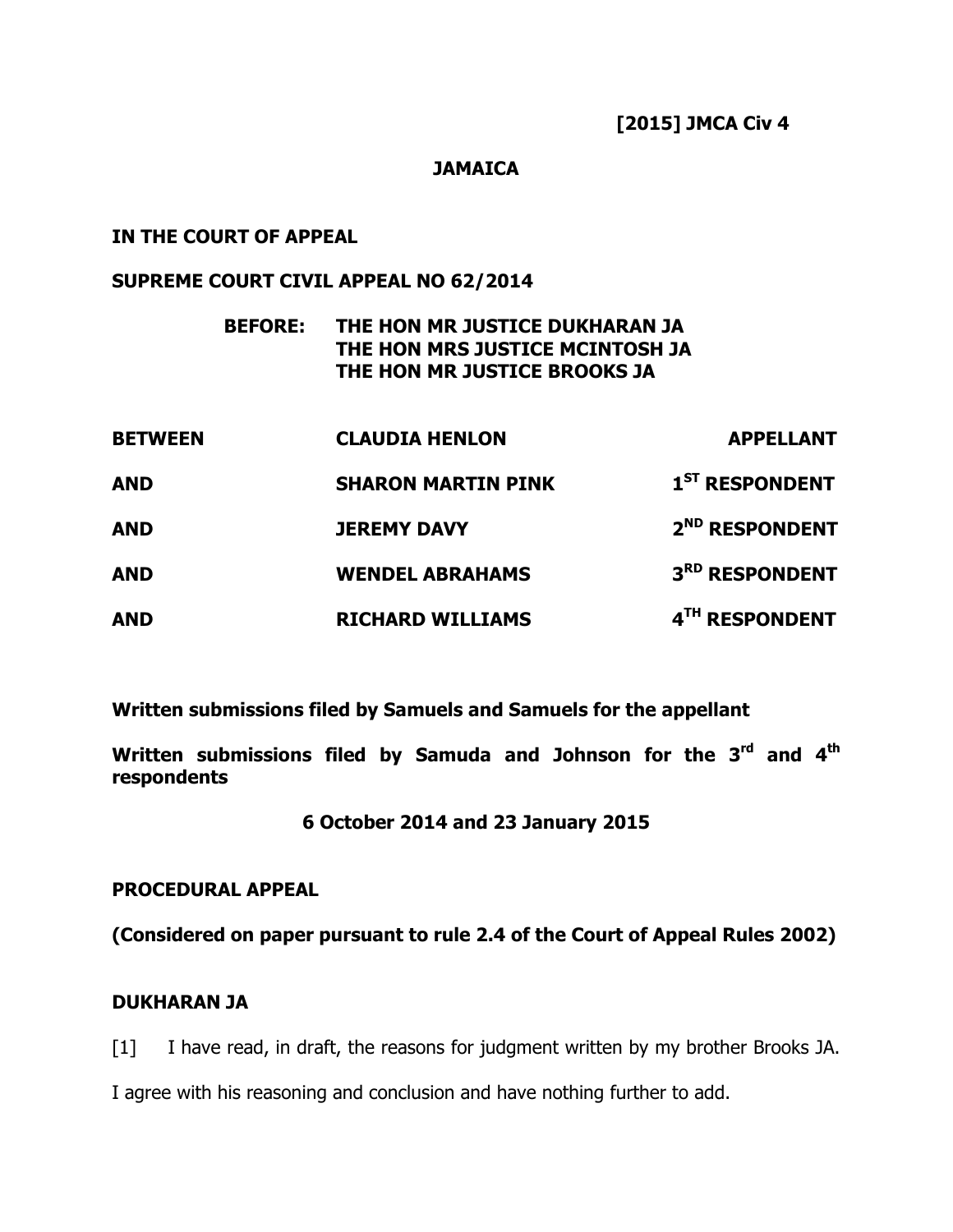**[2015] JMCA Civ 4**

**JAMAICA**

**IN THE COURT OF APPEAL**

**SUPREME COURT CIVIL APPEAL NO 62/2014**

**BEFORE: THE HON MR JUSTICE DUKHARAN JA**
**THE HON MRS JUSTICE MCINTOSH JA**
**THE HON MR JUSTICE BROOKS JA**

| | | |
|---|---|---|
| **BETWEEN** | **CLAUDIA HENLON** | **APPELLANT** |
| **AND** | **SHARON MARTIN PINK** | **1ST RESPONDENT** |
| **AND** | **JEREMY DAVY** | **2ND RESPONDENT** |
| **AND** | **WENDEL ABRAHAMS** | **3RD RESPONDENT** |
| **AND** | **RICHARD WILLIAMS** | **4TH RESPONDENT** |

**Written submissions filed by Samuels and Samuels for the appellant**

**Written submissions filed by Samuda and Johnson for the 3rd and 4th respondents**

**6 October 2014 and 23 January 2015**

**PROCEDURAL APPEAL**

**(Considered on paper pursuant to rule 2.4 of the Court of Appeal Rules 2002)**

**DUKHARAN JA**

[1] I have read, in draft, the reasons for judgment written by my brother Brooks JA. I agree with his reasoning and conclusion and have nothing further to add.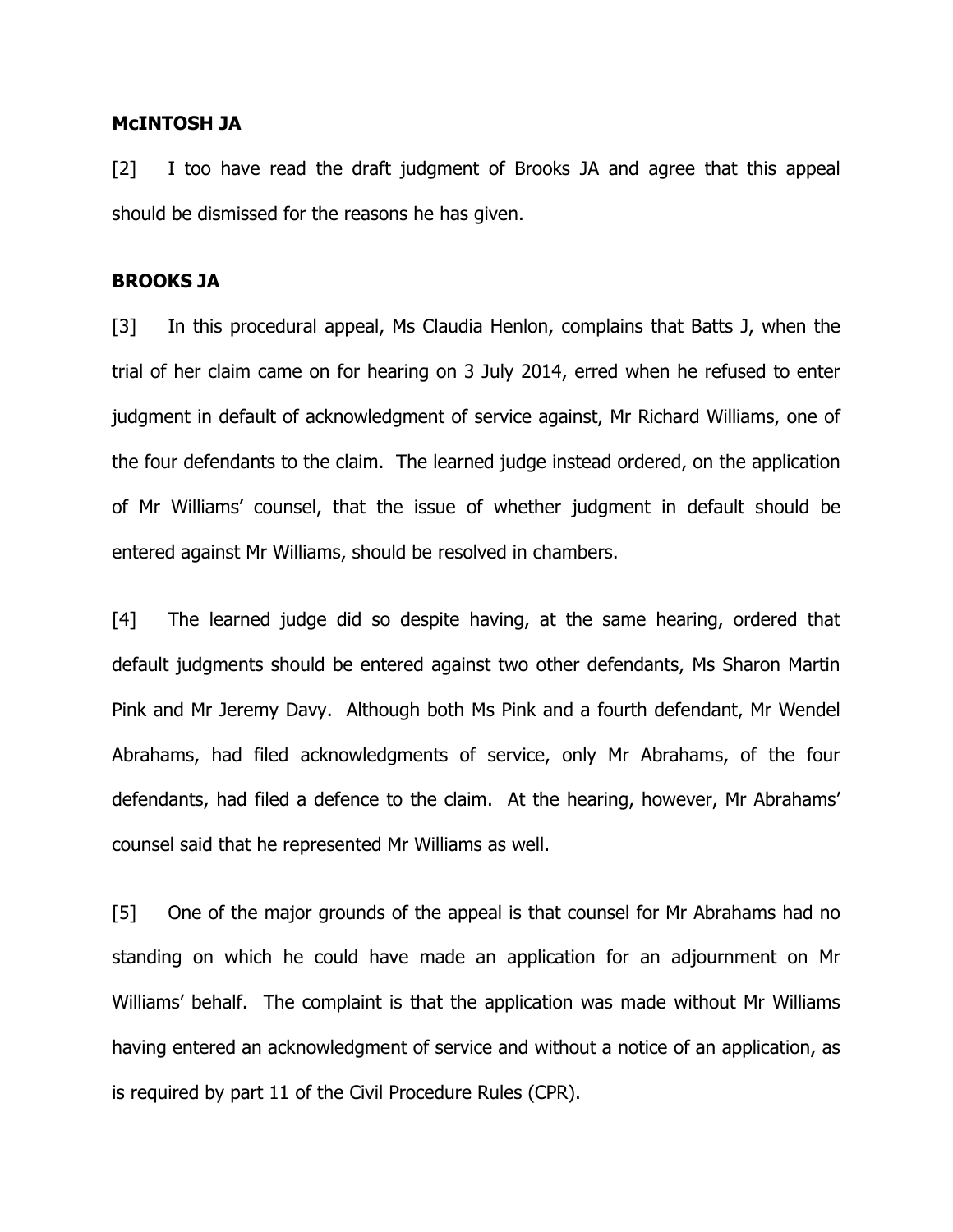**McINTOSH JA**

[2] I too have read the draft judgment of Brooks JA and agree that this appeal should be dismissed for the reasons he has given.

**BROOKS JA**

[3] In this procedural appeal, Ms Claudia Henlon, complains that Batts J, when the trial of her claim came on for hearing on 3 July 2014, erred when he refused to enter judgment in default of acknowledgment of service against, Mr Richard Williams, one of the four defendants to the claim. The learned judge instead ordered, on the application of Mr Williams' counsel, that the issue of whether judgment in default should be entered against Mr Williams, should be resolved in chambers.

[4] The learned judge did so despite having, at the same hearing, ordered that default judgments should be entered against two other defendants, Ms Sharon Martin Pink and Mr Jeremy Davy. Although both Ms Pink and a fourth defendant, Mr Wendel Abrahams, had filed acknowledgments of service, only Mr Abrahams, of the four defendants, had filed a defence to the claim. At the hearing, however, Mr Abrahams' counsel said that he represented Mr Williams as well.

[5] One of the major grounds of the appeal is that counsel for Mr Abrahams had no standing on which he could have made an application for an adjournment on Mr Williams' behalf. The complaint is that the application was made without Mr Williams having entered an acknowledgment of service and without a notice of an application, as is required by part 11 of the Civil Procedure Rules (CPR).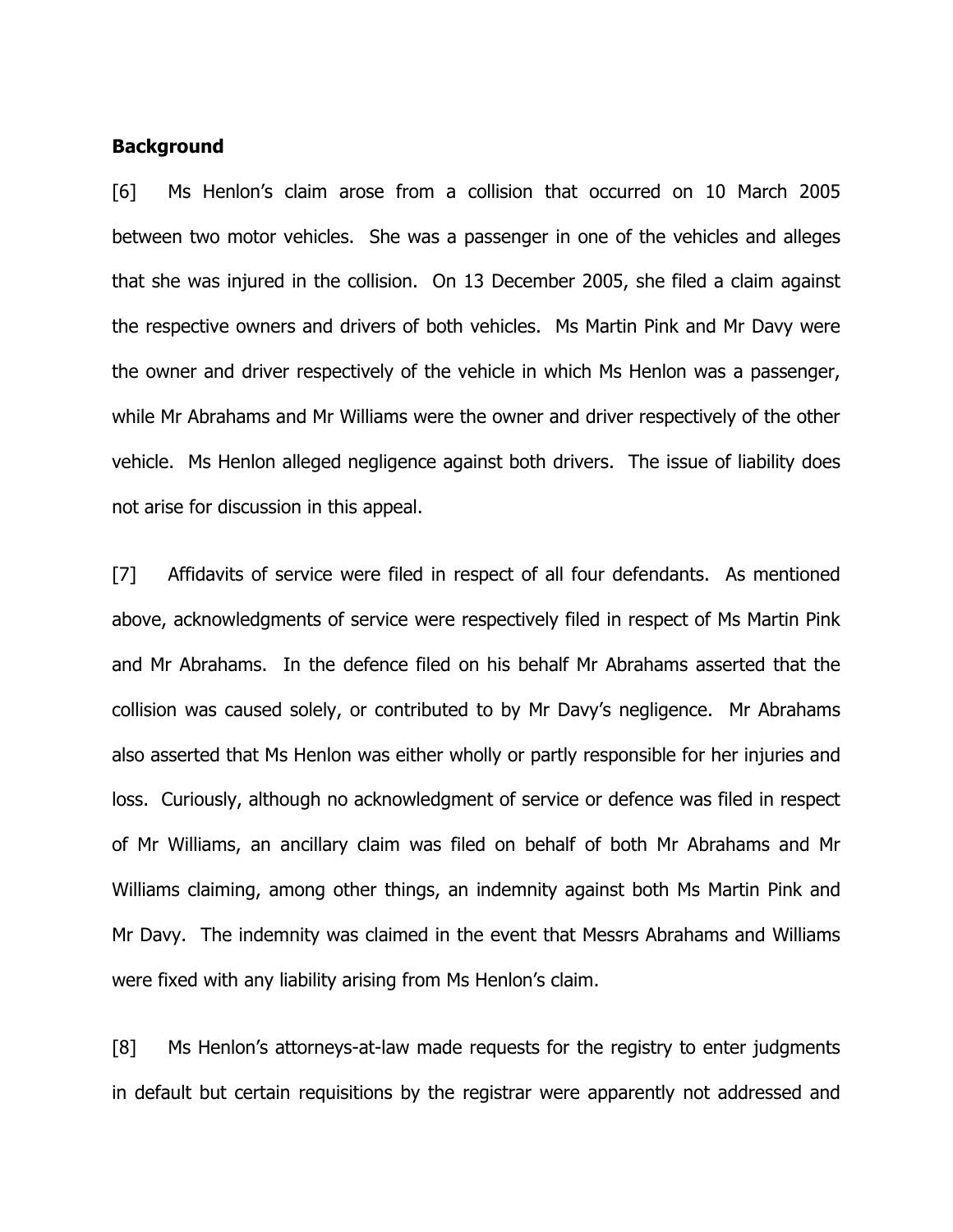**Background**

[6] Ms Henlon's claim arose from a collision that occurred on 10 March 2005 between two motor vehicles. She was a passenger in one of the vehicles and alleges that she was injured in the collision. On 13 December 2005, she filed a claim against the respective owners and drivers of both vehicles. Ms Martin Pink and Mr Davy were the owner and driver respectively of the vehicle in which Ms Henlon was a passenger, while Mr Abrahams and Mr Williams were the owner and driver respectively of the other vehicle. Ms Henlon alleged negligence against both drivers. The issue of liability does not arise for discussion in this appeal.

[7] Affidavits of service were filed in respect of all four defendants. As mentioned above, acknowledgments of service were respectively filed in respect of Ms Martin Pink and Mr Abrahams. In the defence filed on his behalf Mr Abrahams asserted that the collision was caused solely, or contributed to by Mr Davy's negligence. Mr Abrahams also asserted that Ms Henlon was either wholly or partly responsible for her injuries and loss. Curiously, although no acknowledgment of service or defence was filed in respect of Mr Williams, an ancillary claim was filed on behalf of both Mr Abrahams and Mr Williams claiming, among other things, an indemnity against both Ms Martin Pink and Mr Davy. The indemnity was claimed in the event that Messrs Abrahams and Williams were fixed with any liability arising from Ms Henlon's claim.

[8] Ms Henlon's attorneys-at-law made requests for the registry to enter judgments in default but certain requisitions by the registrar were apparently not addressed and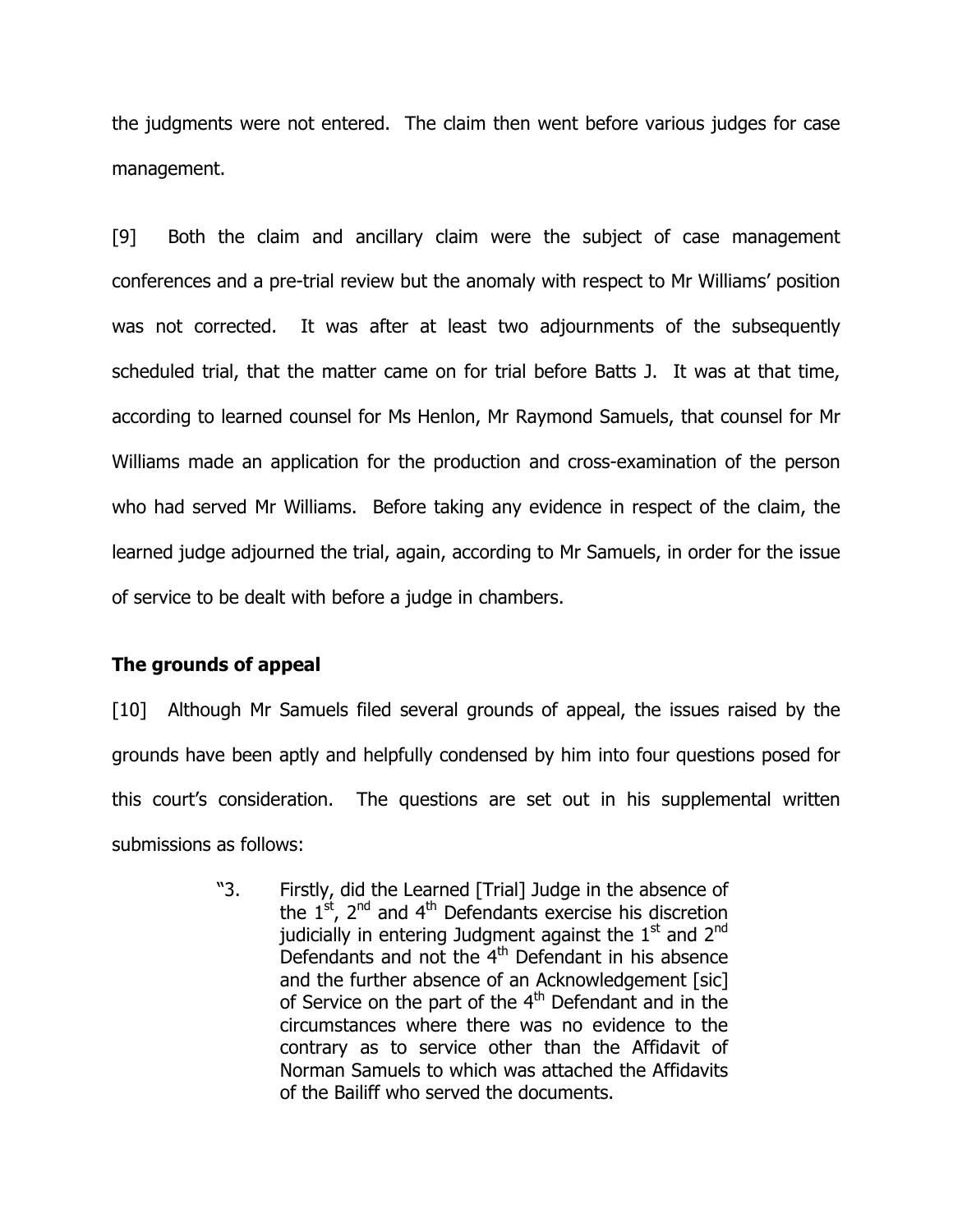the judgments were not entered. The claim then went before various judges for case management.

[9] Both the claim and ancillary claim were the subject of case management conferences and a pre-trial review but the anomaly with respect to Mr Williams' position was not corrected. It was after at least two adjournments of the subsequently scheduled trial, that the matter came on for trial before Batts J. It was at that time, according to learned counsel for Ms Henlon, Mr Raymond Samuels, that counsel for Mr Williams made an application for the production and cross-examination of the person who had served Mr Williams. Before taking any evidence in respect of the claim, the learned judge adjourned the trial, again, according to Mr Samuels, in order for the issue of service to be dealt with before a judge in chambers.

### The grounds of appeal

[10] Although Mr Samuels filed several grounds of appeal, the issues raised by the grounds have been aptly and helpfully condensed by him into four questions posed for this court's consideration. The questions are set out in his supplemental written submissions as follows:

> "3. Firstly, did the Learned [Trial] Judge in the absence of the 1st, 2nd and 4th Defendants exercise his discretion judicially in entering Judgment against the 1st and 2nd Defendants and not the 4th Defendant in his absence and the further absence of an Acknowledgement [sic] of Service on the part of the 4th Defendant and in the circumstances where there was no evidence to the contrary as to service other than the Affidavit of Norman Samuels to which was attached the Affidavits of the Bailiff who served the documents.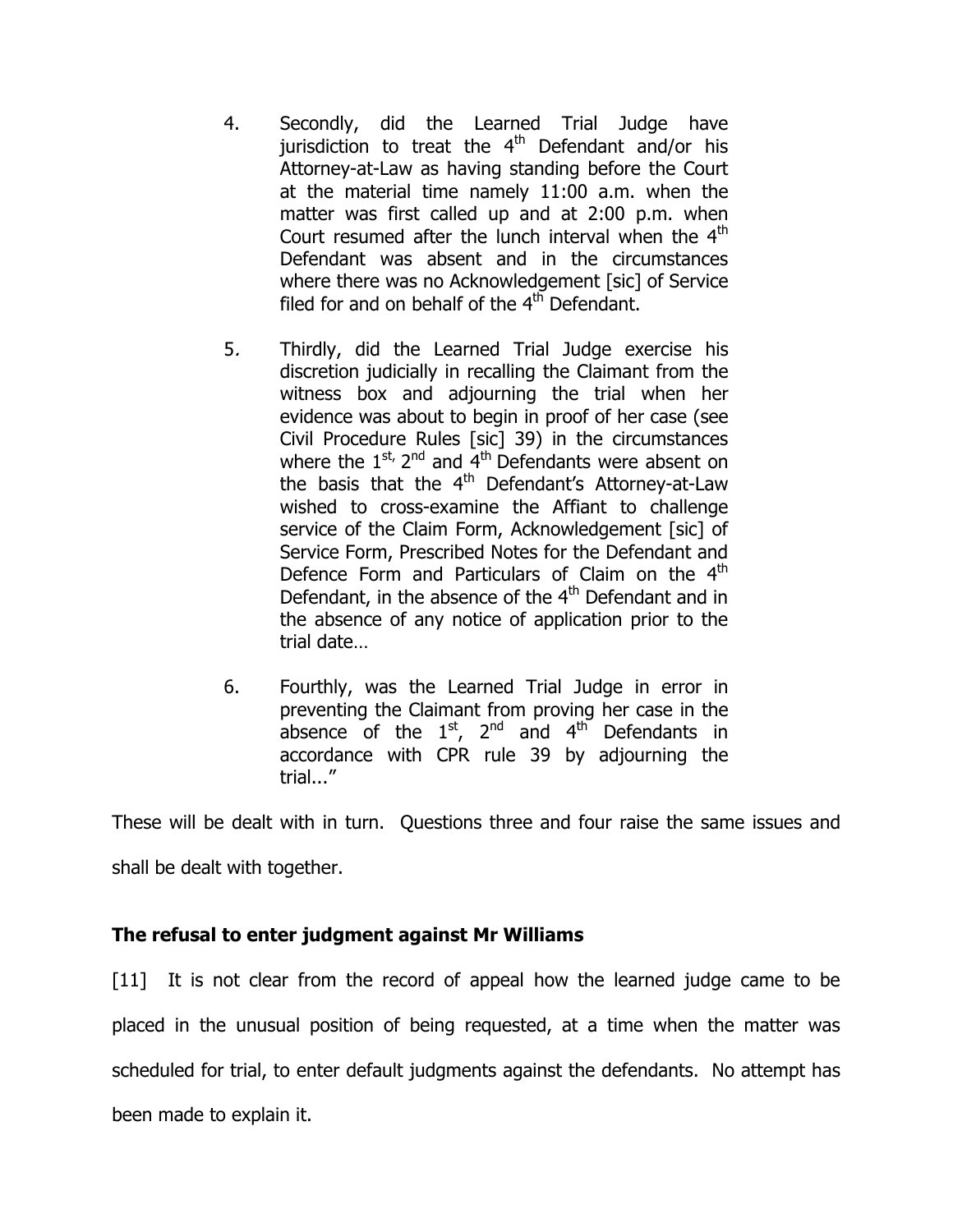4. Secondly, did the Learned Trial Judge have jurisdiction to treat the 4th Defendant and/or his Attorney-at-Law as having standing before the Court at the material time namely 11:00 a.m. when the matter was first called up and at 2:00 p.m. when Court resumed after the lunch interval when the 4th Defendant was absent and in the circumstances where there was no Acknowledgement [sic] of Service filed for and on behalf of the 4th Defendant.

5. Thirdly, did the Learned Trial Judge exercise his discretion judicially in recalling the Claimant from the witness box and adjourning the trial when her evidence was about to begin in proof of her case (see Civil Procedure Rules [sic] 39) in the circumstances where the 1st, 2nd and 4th Defendants were absent on the basis that the 4th Defendant's Attorney-at-Law wished to cross-examine the Affiant to challenge service of the Claim Form, Acknowledgement [sic] of Service Form, Prescribed Notes for the Defendant and Defence Form and Particulars of Claim on the 4th Defendant, in the absence of the 4th Defendant and in the absence of any notice of application prior to the trial date…

6. Fourthly, was the Learned Trial Judge in error in preventing the Claimant from proving her case in the absence of the 1st, 2nd and 4th Defendants in accordance with CPR rule 39 by adjourning the trial..."

These will be dealt with in turn. Questions three and four raise the same issues and shall be dealt with together.

**The refusal to enter judgment against Mr Williams**

[11] It is not clear from the record of appeal how the learned judge came to be placed in the unusual position of being requested, at a time when the matter was scheduled for trial, to enter default judgments against the defendants. No attempt has been made to explain it.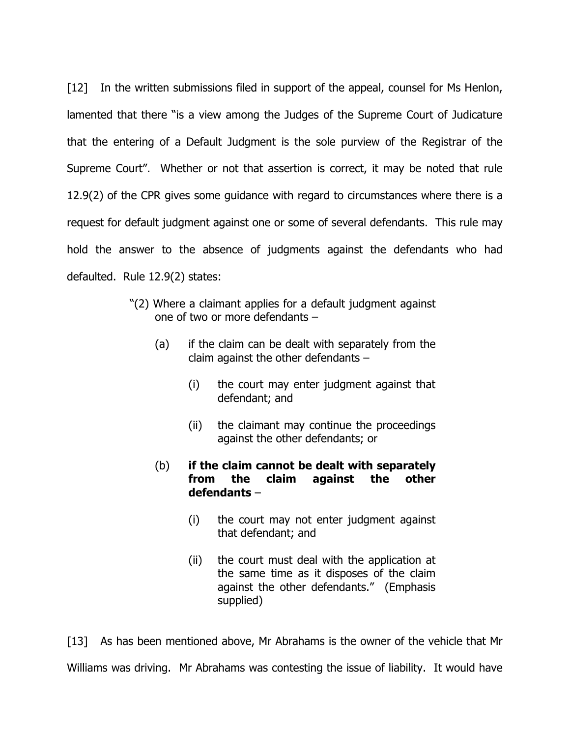[12] In the written submissions filed in support of the appeal, counsel for Ms Henlon, lamented that there "is a view among the Judges of the Supreme Court of Judicature that the entering of a Default Judgment is the sole purview of the Registrar of the Supreme Court". Whether or not that assertion is correct, it may be noted that rule 12.9(2) of the CPR gives some guidance with regard to circumstances where there is a request for default judgment against one or some of several defendants. This rule may hold the answer to the absence of judgments against the defendants who had defaulted. Rule 12.9(2) states:

> "(2) Where a claimant applies for a default judgment against one of two or more defendants –
>
> (a) if the claim can be dealt with separately from the claim against the other defendants –
>
> (i) the court may enter judgment against that defendant; and
>
> (ii) the claimant may continue the proceedings against the other defendants; or
>
> (b) **if the claim cannot be dealt with separately from the claim against the other defendants** –
>
> (i) the court may not enter judgment against that defendant; and
>
> (ii) the court must deal with the application at the same time as it disposes of the claim against the other defendants." (Emphasis supplied)

[13] As has been mentioned above, Mr Abrahams is the owner of the vehicle that Mr Williams was driving. Mr Abrahams was contesting the issue of liability. It would have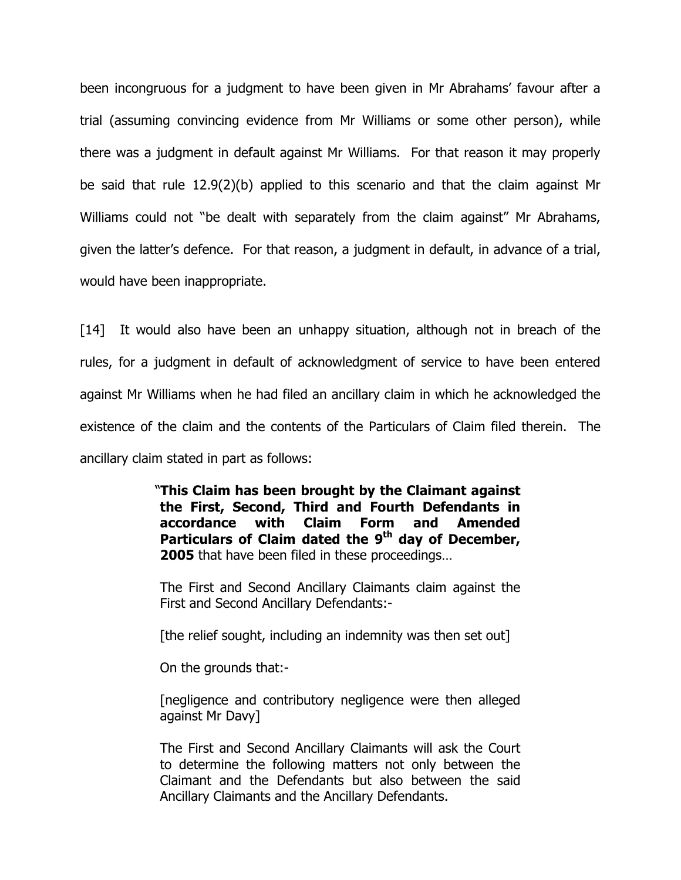been incongruous for a judgment to have been given in Mr Abrahams' favour after a trial (assuming convincing evidence from Mr Williams or some other person), while there was a judgment in default against Mr Williams. For that reason it may properly be said that rule 12.9(2)(b) applied to this scenario and that the claim against Mr Williams could not "be dealt with separately from the claim against" Mr Abrahams, given the latter's defence. For that reason, a judgment in default, in advance of a trial, would have been inappropriate.

[14] It would also have been an unhappy situation, although not in breach of the rules, for a judgment in default of acknowledgment of service to have been entered against Mr Williams when he had filed an ancillary claim in which he acknowledged the existence of the claim and the contents of the Particulars of Claim filed therein. The ancillary claim stated in part as follows:

> "**This Claim has been brought by the Claimant against the First, Second, Third and Fourth Defendants in accordance with Claim Form and Amended Particulars of Claim dated the 9th day of December, 2005** that have been filed in these proceedings…
>
> The First and Second Ancillary Claimants claim against the First and Second Ancillary Defendants:-
>
> [the relief sought, including an indemnity was then set out]
>
> On the grounds that:-
>
> [negligence and contributory negligence were then alleged against Mr Davy]
>
> The First and Second Ancillary Claimants will ask the Court to determine the following matters not only between the Claimant and the Defendants but also between the said Ancillary Claimants and the Ancillary Defendants.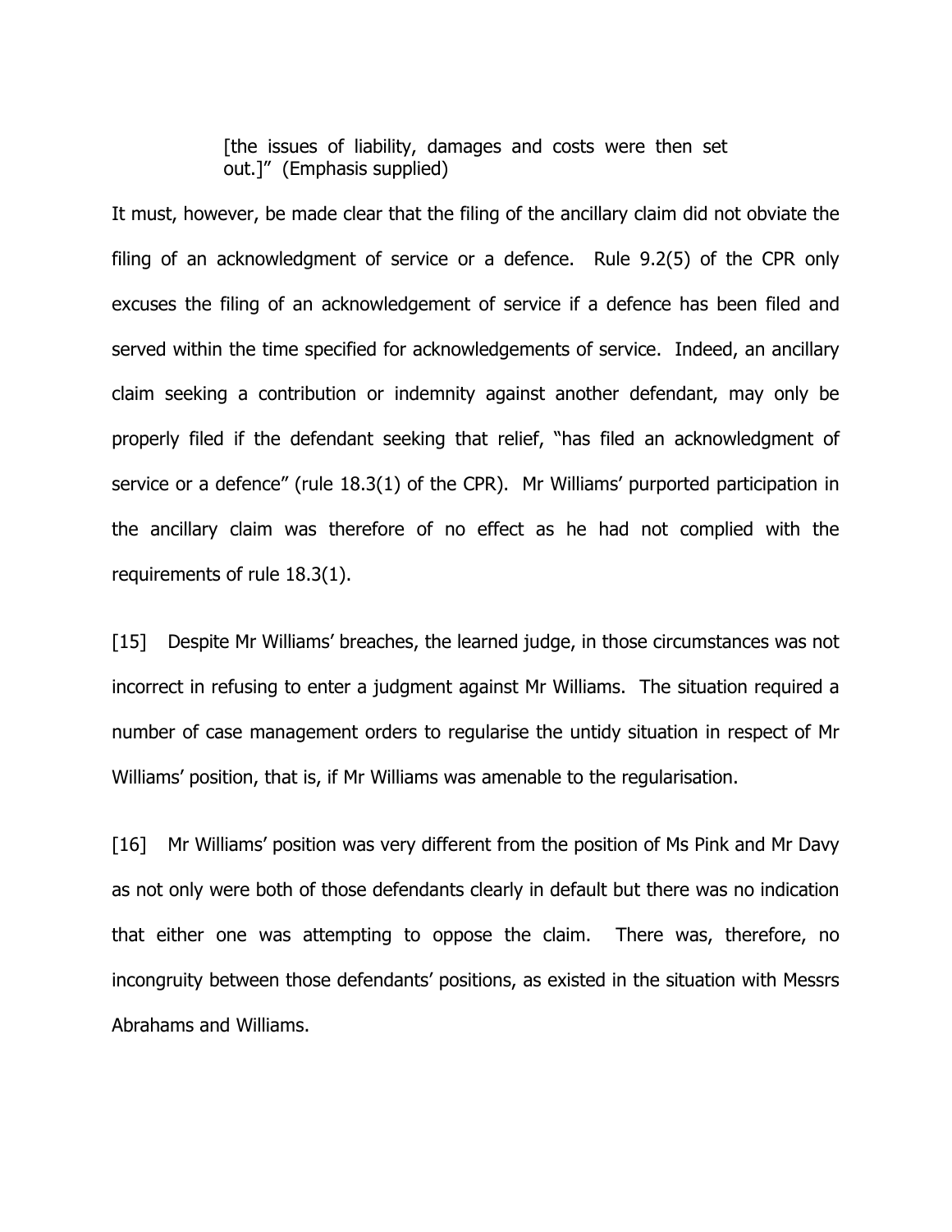> [the issues of liability, damages and costs were then set out.]" (Emphasis supplied)

It must, however, be made clear that the filing of the ancillary claim did not obviate the filing of an acknowledgment of service or a defence. Rule 9.2(5) of the CPR only excuses the filing of an acknowledgement of service if a defence has been filed and served within the time specified for acknowledgements of service. Indeed, an ancillary claim seeking a contribution or indemnity against another defendant, may only be properly filed if the defendant seeking that relief, "has filed an acknowledgment of service or a defence" (rule 18.3(1) of the CPR). Mr Williams' purported participation in the ancillary claim was therefore of no effect as he had not complied with the requirements of rule 18.3(1).

[15] Despite Mr Williams' breaches, the learned judge, in those circumstances was not incorrect in refusing to enter a judgment against Mr Williams. The situation required a number of case management orders to regularise the untidy situation in respect of Mr Williams' position, that is, if Mr Williams was amenable to the regularisation.

[16] Mr Williams' position was very different from the position of Ms Pink and Mr Davy as not only were both of those defendants clearly in default but there was no indication that either one was attempting to oppose the claim. There was, therefore, no incongruity between those defendants' positions, as existed in the situation with Messrs Abrahams and Williams.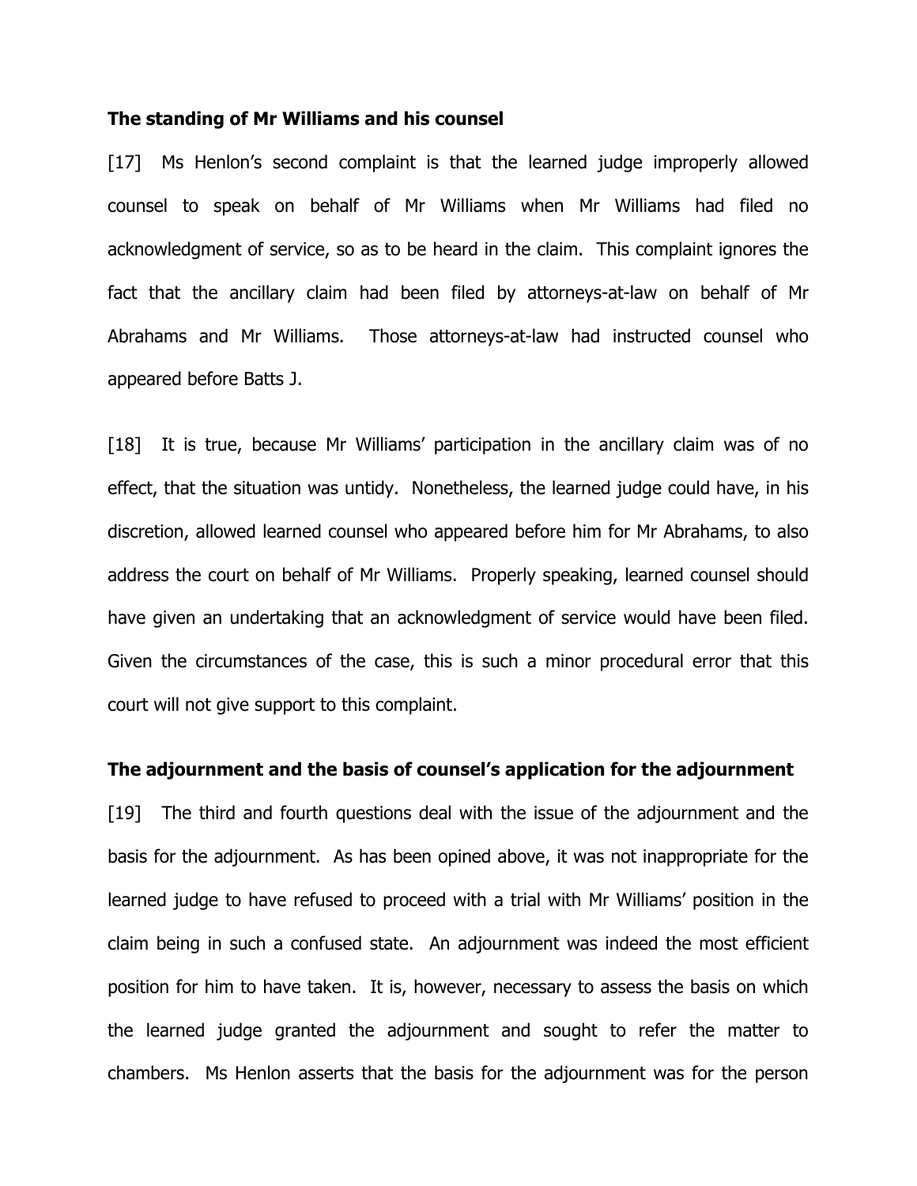**The standing of Mr Williams and his counsel**

[17] Ms Henlon's second complaint is that the learned judge improperly allowed counsel to speak on behalf of Mr Williams when Mr Williams had filed no acknowledgment of service, so as to be heard in the claim. This complaint ignores the fact that the ancillary claim had been filed by attorneys-at-law on behalf of Mr Abrahams and Mr Williams. Those attorneys-at-law had instructed counsel who appeared before Batts J.

[18] It is true, because Mr Williams' participation in the ancillary claim was of no effect, that the situation was untidy. Nonetheless, the learned judge could have, in his discretion, allowed learned counsel who appeared before him for Mr Abrahams, to also address the court on behalf of Mr Williams. Properly speaking, learned counsel should have given an undertaking that an acknowledgment of service would have been filed. Given the circumstances of the case, this is such a minor procedural error that this court will not give support to this complaint.

**The adjournment and the basis of counsel's application for the adjournment**

[19] The third and fourth questions deal with the issue of the adjournment and the basis for the adjournment. As has been opined above, it was not inappropriate for the learned judge to have refused to proceed with a trial with Mr Williams' position in the claim being in such a confused state. An adjournment was indeed the most efficient position for him to have taken. It is, however, necessary to assess the basis on which the learned judge granted the adjournment and sought to refer the matter to chambers. Ms Henlon asserts that the basis for the adjournment was for the person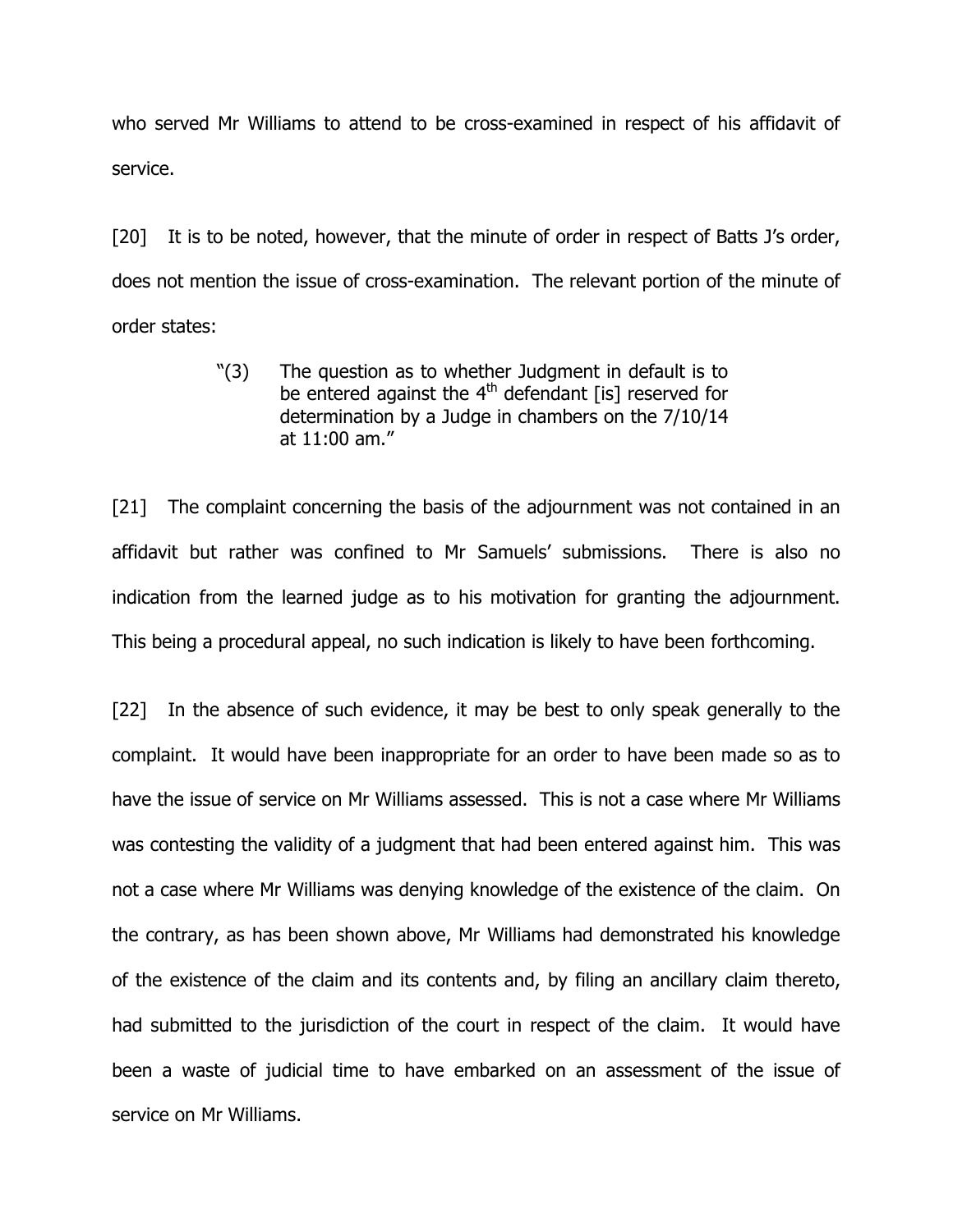who served Mr Williams to attend to be cross-examined in respect of his affidavit of service.

[20] It is to be noted, however, that the minute of order in respect of Batts J's order, does not mention the issue of cross-examination. The relevant portion of the minute of order states:

> "(3) The question as to whether Judgment in default is to be entered against the 4th defendant [is] reserved for determination by a Judge in chambers on the 7/10/14 at 11:00 am."

[21] The complaint concerning the basis of the adjournment was not contained in an affidavit but rather was confined to Mr Samuels' submissions. There is also no indication from the learned judge as to his motivation for granting the adjournment. This being a procedural appeal, no such indication is likely to have been forthcoming.

[22] In the absence of such evidence, it may be best to only speak generally to the complaint. It would have been inappropriate for an order to have been made so as to have the issue of service on Mr Williams assessed. This is not a case where Mr Williams was contesting the validity of a judgment that had been entered against him. This was not a case where Mr Williams was denying knowledge of the existence of the claim. On the contrary, as has been shown above, Mr Williams had demonstrated his knowledge of the existence of the claim and its contents and, by filing an ancillary claim thereto, had submitted to the jurisdiction of the court in respect of the claim. It would have been a waste of judicial time to have embarked on an assessment of the issue of service on Mr Williams.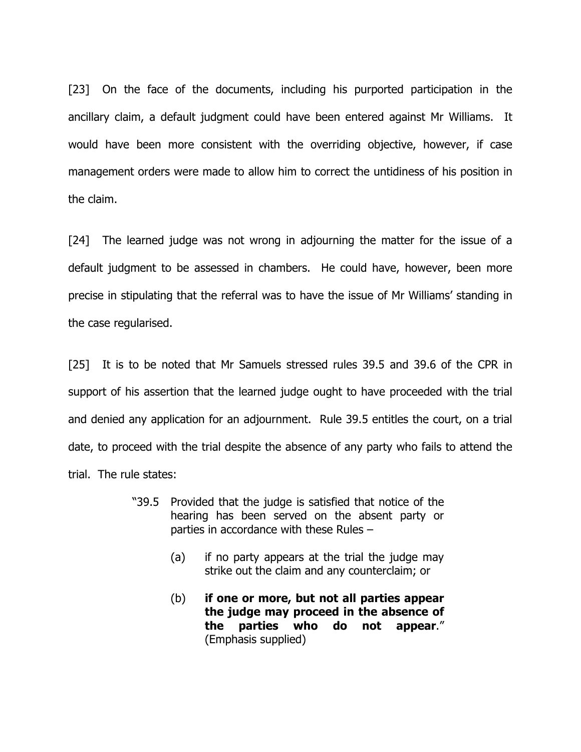[23] On the face of the documents, including his purported participation in the ancillary claim, a default judgment could have been entered against Mr Williams. It would have been more consistent with the overriding objective, however, if case management orders were made to allow him to correct the untidiness of his position in the claim.

[24] The learned judge was not wrong in adjourning the matter for the issue of a default judgment to be assessed in chambers. He could have, however, been more precise in stipulating that the referral was to have the issue of Mr Williams' standing in the case regularised.

[25] It is to be noted that Mr Samuels stressed rules 39.5 and 39.6 of the CPR in support of his assertion that the learned judge ought to have proceeded with the trial and denied any application for an adjournment. Rule 39.5 entitles the court, on a trial date, to proceed with the trial despite the absence of any party who fails to attend the trial. The rule states:

> "39.5 Provided that the judge is satisfied that notice of the hearing has been served on the absent party or parties in accordance with these Rules –
>
> (a) if no party appears at the trial the judge may strike out the claim and any counterclaim; or
>
> (b) **if one or more, but not all parties appear the judge may proceed in the absence of the parties who do not appear**." (Emphasis supplied)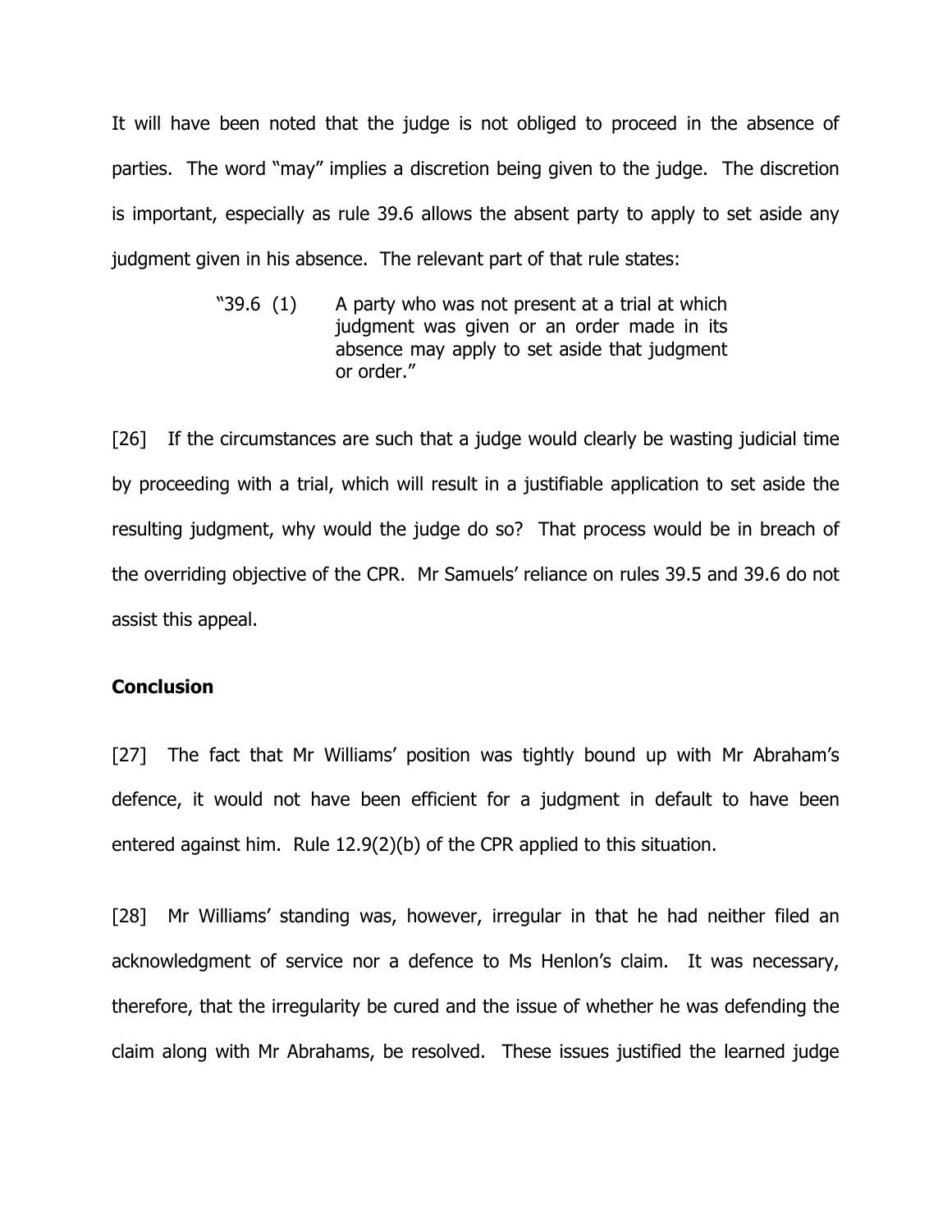It will have been noted that the judge is not obliged to proceed in the absence of parties. The word "may" implies a discretion being given to the judge. The discretion is important, especially as rule 39.6 allows the absent party to apply to set aside any judgment given in his absence. The relevant part of that rule states:

> "39.6 (1) A party who was not present at a trial at which judgment was given or an order made in its absence may apply to set aside that judgment or order."

[26] If the circumstances are such that a judge would clearly be wasting judicial time by proceeding with a trial, which will result in a justifiable application to set aside the resulting judgment, why would the judge do so? That process would be in breach of the overriding objective of the CPR. Mr Samuels' reliance on rules 39.5 and 39.6 do not assist this appeal.

**Conclusion**

[27] The fact that Mr Williams' position was tightly bound up with Mr Abraham's defence, it would not have been efficient for a judgment in default to have been entered against him. Rule 12.9(2)(b) of the CPR applied to this situation.

[28] Mr Williams' standing was, however, irregular in that he had neither filed an acknowledgment of service nor a defence to Ms Henlon's claim. It was necessary, therefore, that the irregularity be cured and the issue of whether he was defending the claim along with Mr Abrahams, be resolved. These issues justified the learned judge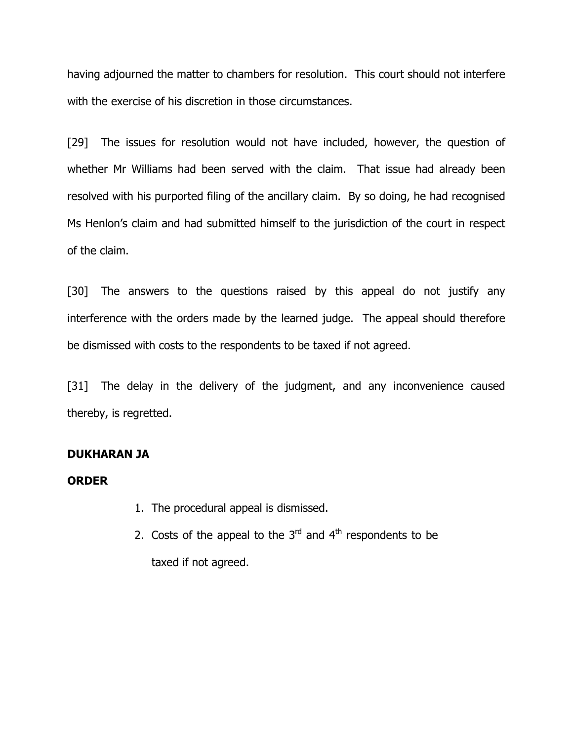having adjourned the matter to chambers for resolution. This court should not interfere with the exercise of his discretion in those circumstances.

[29] The issues for resolution would not have included, however, the question of whether Mr Williams had been served with the claim. That issue had already been resolved with his purported filing of the ancillary claim. By so doing, he had recognised Ms Henlon's claim and had submitted himself to the jurisdiction of the court in respect of the claim.

[30] The answers to the questions raised by this appeal do not justify any interference with the orders made by the learned judge. The appeal should therefore be dismissed with costs to the respondents to be taxed if not agreed.

[31] The delay in the delivery of the judgment, and any inconvenience caused thereby, is regretted.

**DUKHARAN JA**

**ORDER**

1. The procedural appeal is dismissed.
2. Costs of the appeal to the 3rd and 4th respondents to be taxed if not agreed.